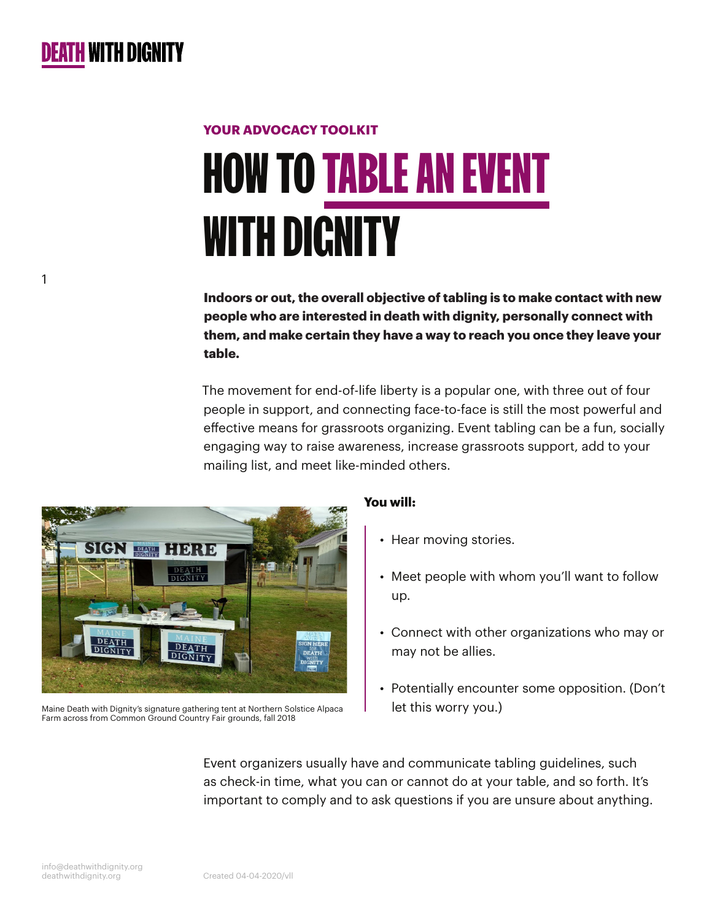DEATH WITH DIGNITY

YOUR ADVOCACY TOOLKIT

# HOW TO TABLE AN EVENT WITH DIGNITY

**Indoors or out, the overall objective of tabling is to make contact with new people who are interested in death with dignity, personally connect with them, and make certain they have a way to reach you once they leave your table.**

The movement for end-of-life liberty is a popular one, with three out of four people in support, and connecting face-to-face is still the most powerful and effective means for grassroots organizing. Event tabling can be a fun, socially engaging way to raise awareness, increase grassroots support, add to your mailing list, and meet like-minded others.

Maine Death with Dignity's signature gathering tent at Northern Solstice Alpaca Farm across from Common Ground Country Fair grounds, fall 2018

**You will:**

- Hear moving stories.
- Meet people with whom you'll want to follow up.
- Connect with other organizations who may or may not be allies.
- Potentially encounter some opposition. (Don't let this worry you.)

Event organizers usually have and communicate tabling guidelines, such as check-in time, what you can or cannot do at your table, and so forth. It's important to comply and to ask questions if you are unsure about anything.

info@deathwithdignity.org
deathwithdignity.org

Created 04-04-2020/vll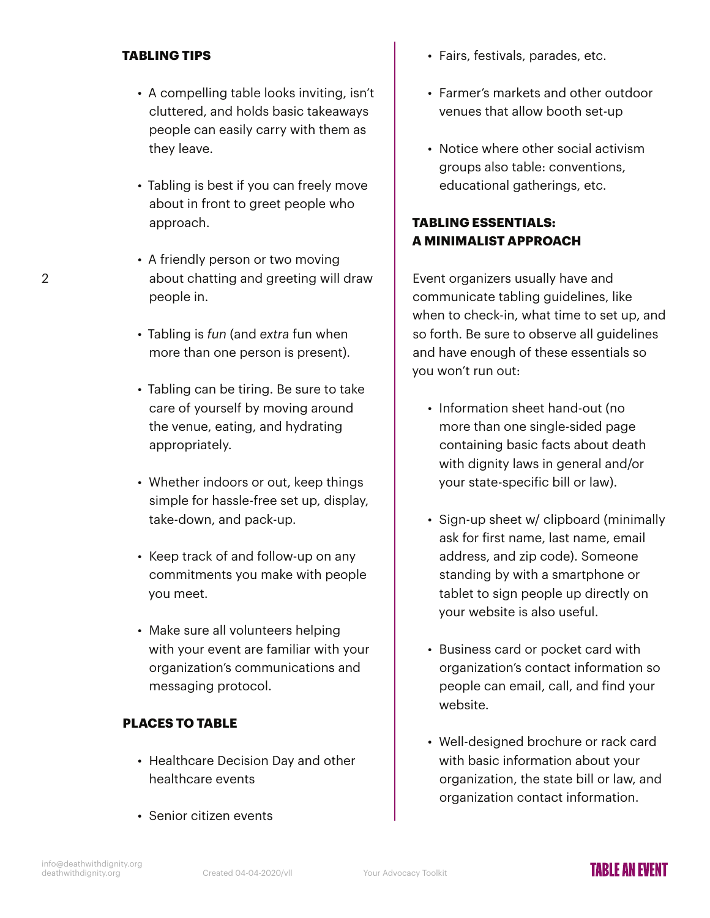## TABLING TIPS

- A compelling table looks inviting, isn't cluttered, and holds basic takeaways people can easily carry with them as they leave.
- Tabling is best if you can freely move about in front to greet people who approach.
- A friendly person or two moving about chatting and greeting will draw people in.
- Tabling is *fun* (and *extra* fun when more than one person is present).
- Tabling can be tiring. Be sure to take care of yourself by moving around the venue, eating, and hydrating appropriately.
- Whether indoors or out, keep things simple for hassle-free set up, display, take-down, and pack-up.
- Keep track of and follow-up on any commitments you make with people you meet.
- Make sure all volunteers helping with your event are familiar with your organization's communications and messaging protocol.

## PLACES TO TABLE

- Healthcare Decision Day and other healthcare events
- Senior citizen events
- Fairs, festivals, parades, etc.
- Farmer's markets and other outdoor venues that allow booth set-up
- Notice where other social activism groups also table: conventions, educational gatherings, etc.

## TABLING ESSENTIALS: A MINIMALIST APPROACH

Event organizers usually have and communicate tabling guidelines, like when to check-in, what time to set up, and so forth. Be sure to observe all guidelines and have enough of these essentials so you won't run out:

- Information sheet hand-out (no more than one single-sided page containing basic facts about death with dignity laws in general and/or your state-specific bill or law).
- Sign-up sheet w/ clipboard (minimally ask for first name, last name, email address, and zip code). Someone standing by with a smartphone or tablet to sign people up directly on your website is also useful.
- Business card or pocket card with organization's contact information so people can email, call, and find your website.
- Well-designed brochure or rack card with basic information about your organization, the state bill or law, and organization contact information.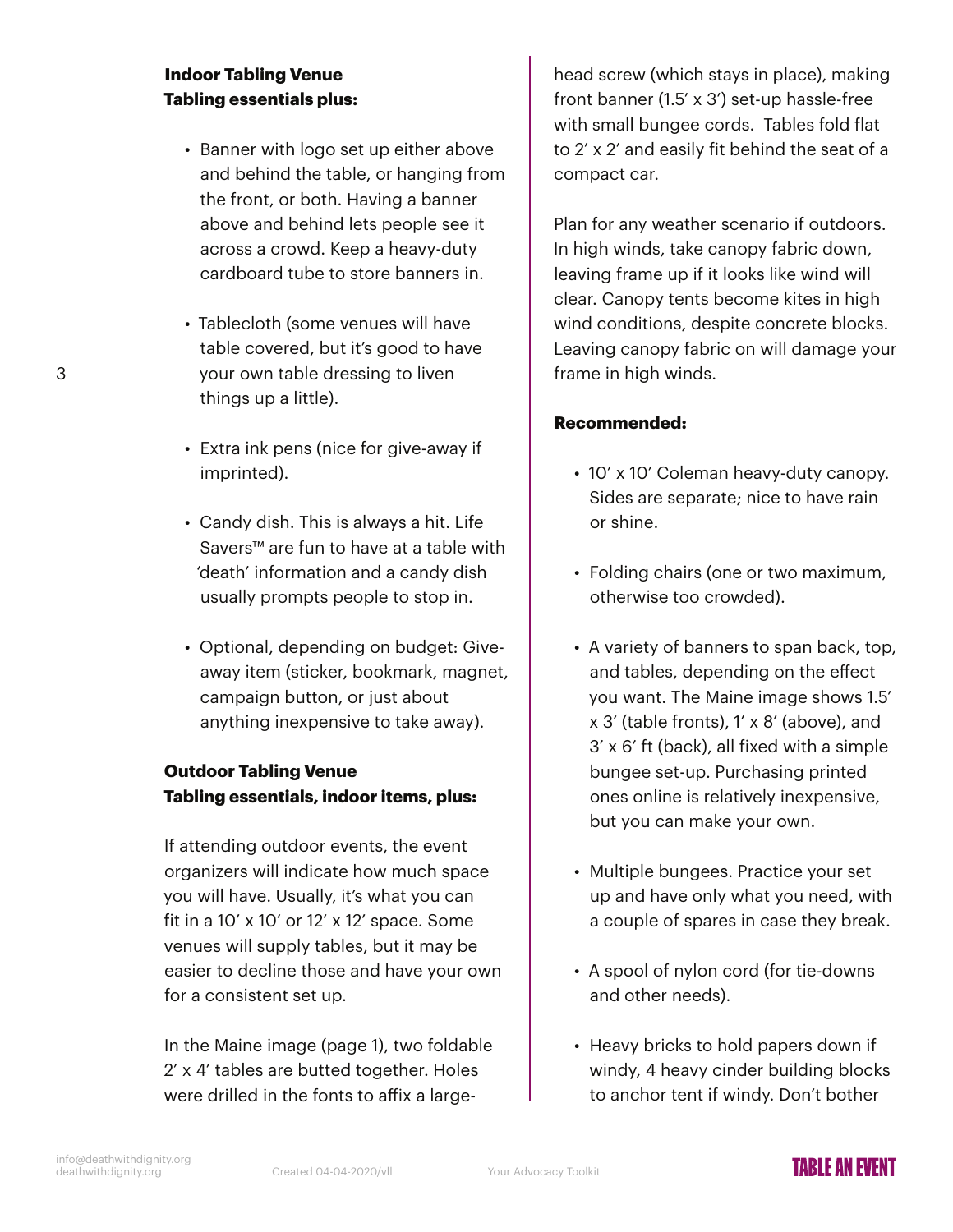**Indoor Tabling Venue**
**Tabling essentials plus:**

- Banner with logo set up either above and behind the table, or hanging from the front, or both. Having a banner above and behind lets people see it across a crowd. Keep a heavy-duty cardboard tube to store banners in.
- Tablecloth (some venues will have table covered, but it's good to have your own table dressing to liven things up a little).
- Extra ink pens (nice for give-away if imprinted).
- Candy dish. This is always a hit. Life Savers™ are fun to have at a table with 'death' information and a candy dish usually prompts people to stop in.
- Optional, depending on budget: Give-away item (sticker, bookmark, magnet, campaign button, or just about anything inexpensive to take away).

**Outdoor Tabling Venue**
**Tabling essentials, indoor items, plus:**

If attending outdoor events, the event organizers will indicate how much space you will have. Usually, it's what you can fit in a 10′ x 10′ or 12′ x 12′ space. Some venues will supply tables, but it may be easier to decline those and have your own for a consistent set up.

In the Maine image (page 1), two foldable 2′ x 4′ tables are butted together. Holes were drilled in the fonts to affix a large-head screw (which stays in place), making front banner (1.5′ x 3′) set-up hassle-free with small bungee cords. Tables fold flat to 2′ x 2′ and easily fit behind the seat of a compact car.

Plan for any weather scenario if outdoors. In high winds, take canopy fabric down, leaving frame up if it looks like wind will clear. Canopy tents become kites in high wind conditions, despite concrete blocks. Leaving canopy fabric on will damage your frame in high winds.

**Recommended:**

- 10′ x 10′ Coleman heavy-duty canopy. Sides are separate; nice to have rain or shine.
- Folding chairs (one or two maximum, otherwise too crowded).
- A variety of banners to span back, top, and tables, depending on the effect you want. The Maine image shows 1.5′ x 3′ (table fronts), 1′ x 8′ (above), and 3′ x 6′ ft (back), all fixed with a simple bungee set-up. Purchasing printed ones online is relatively inexpensive, but you can make your own.
- Multiple bungees. Practice your set up and have only what you need, with a couple of spares in case they break.
- A spool of nylon cord (for tie-downs and other needs).
- Heavy bricks to hold papers down if windy, 4 heavy cinder building blocks to anchor tent if windy. Don't bother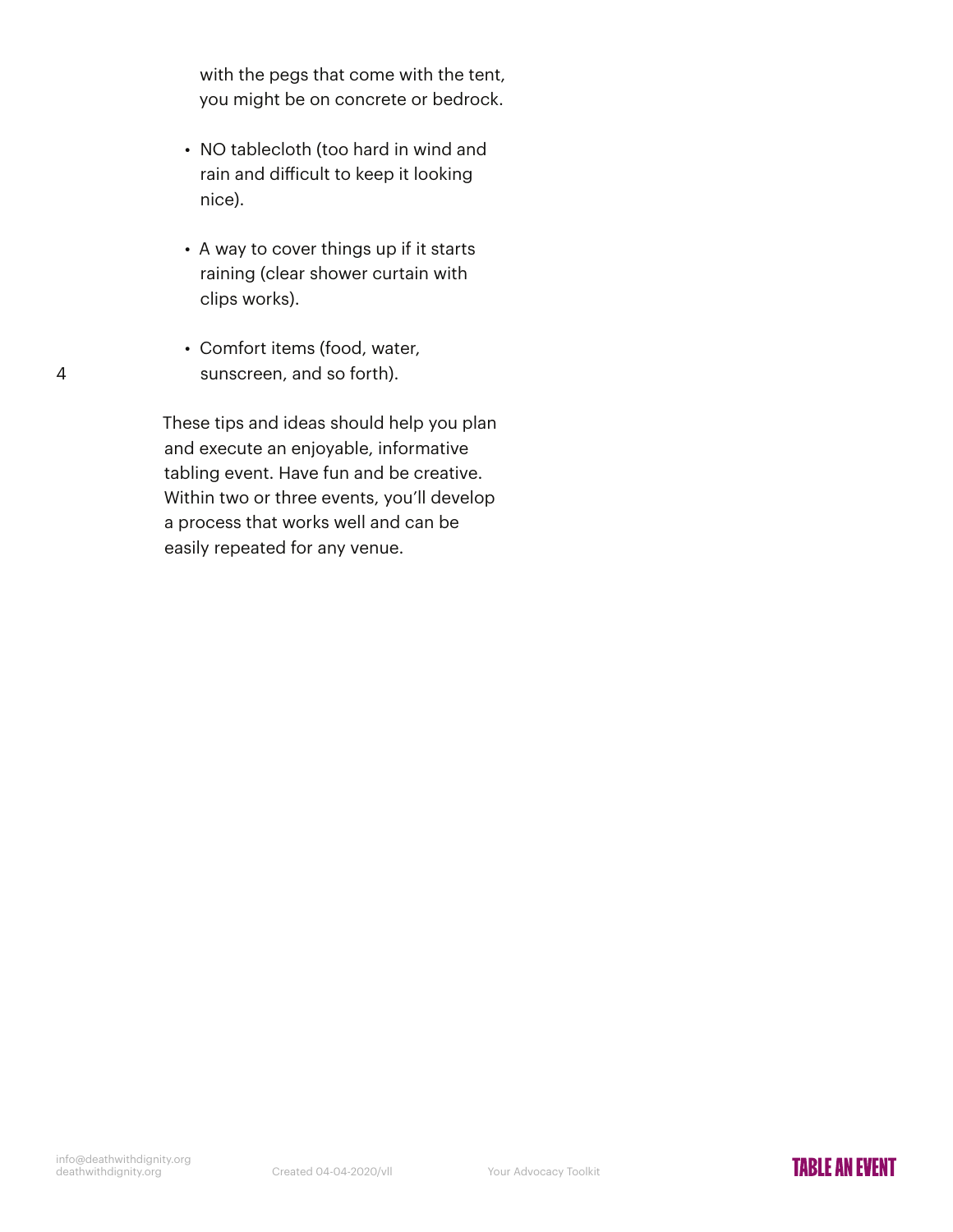with the pegs that come with the tent, you might be on concrete or bedrock.

- NO tablecloth (too hard in wind and rain and difficult to keep it looking nice).
- A way to cover things up if it starts raining (clear shower curtain with clips works).
- Comfort items (food, water, sunscreen, and so forth).

These tips and ideas should help you plan and execute an enjoyable, informative tabling event. Have fun and be creative. Within two or three events, you'll develop a process that works well and can be easily repeated for any venue.